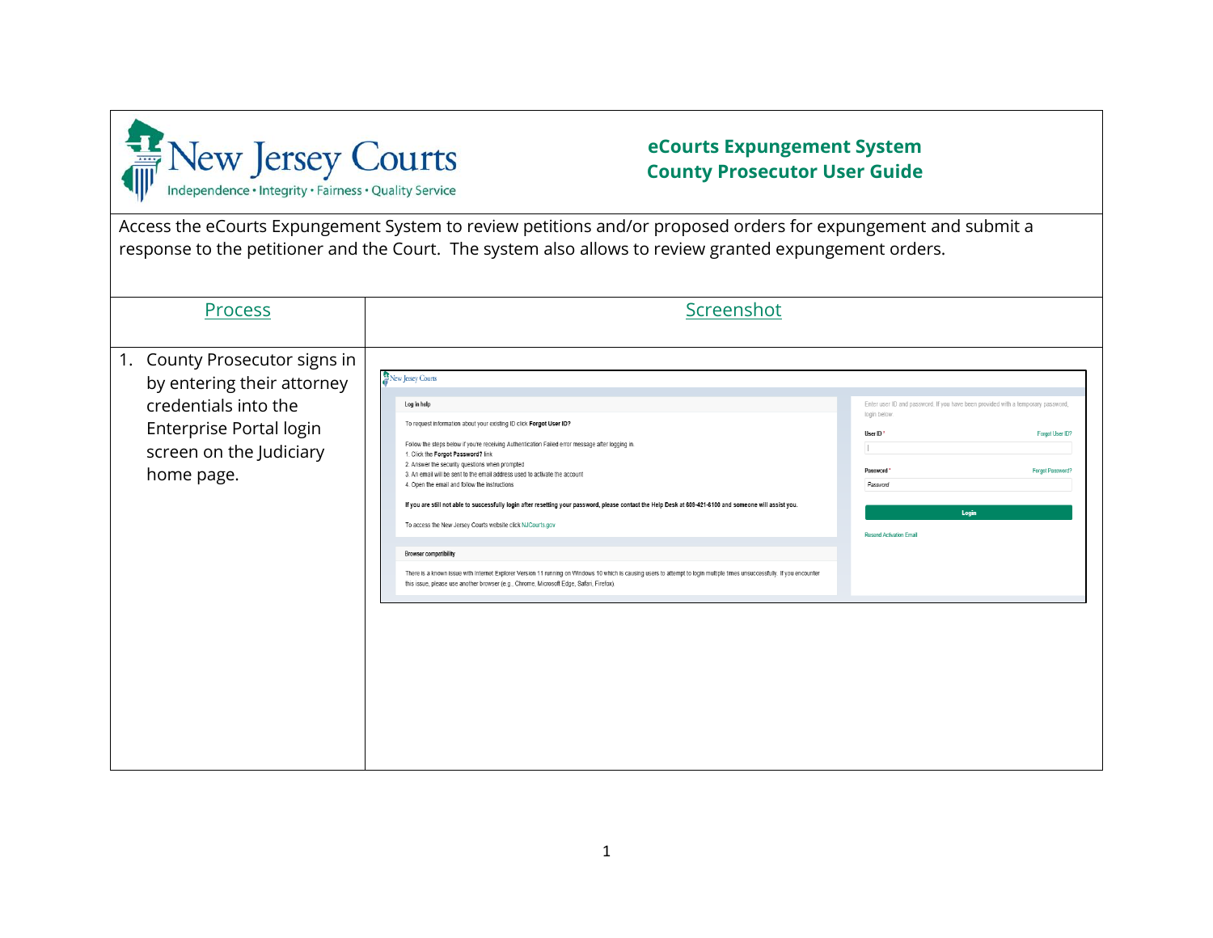# eCourts Expungement System
## County Prosecutor User Guide

New Jersey Courts
Independence • Integrity • Fairness • Quality Service

Access the eCourts Expungement System to review petitions and/or proposed orders for expungement and submit a response to the petitioner and the Court. The system also allows to review granted expungement orders.

| Process | Screenshot |
| --- | --- |
| 1. County Prosecutor signs in by entering their attorney credentials into the Enterprise Portal login screen on the Judiciary home page. | New Jersey Courts<br><br>**Log in help**<br>To request information about your existing ID click **Forgot User ID?**<br>Follow the steps below if you're receiving Authentication Failed error message after logging in.<br>1. Click the **Forgot Password?** link<br>2. Answer the security questions when prompted<br>3. An email will be sent to the email address used to activate the account<br>4. Open the email and follow the instructions<br>**If you are still not able to successfully login after resetting your password, please contact the Help Desk at 609-421-6100 and someone will assist you.**<br>To access the New Jersey Courts website click NJCourts.gov<br><br>**Browser compatibility**<br>There is a known issue with Internet Explorer Version 11 running on Windows 10 which is causing users to attempt to login multiple times unsuccessfully. If you encounter this issue, please use another browser (e.g., Chrome, Microsoft Edge, Safari, Firefox).<br><br>Enter user ID and password. If you have been provided with a temporary password, login below<br>User ID * — Forgot User ID?<br>Password * — Forgot Password?<br>Login<br>Resend Activation Email |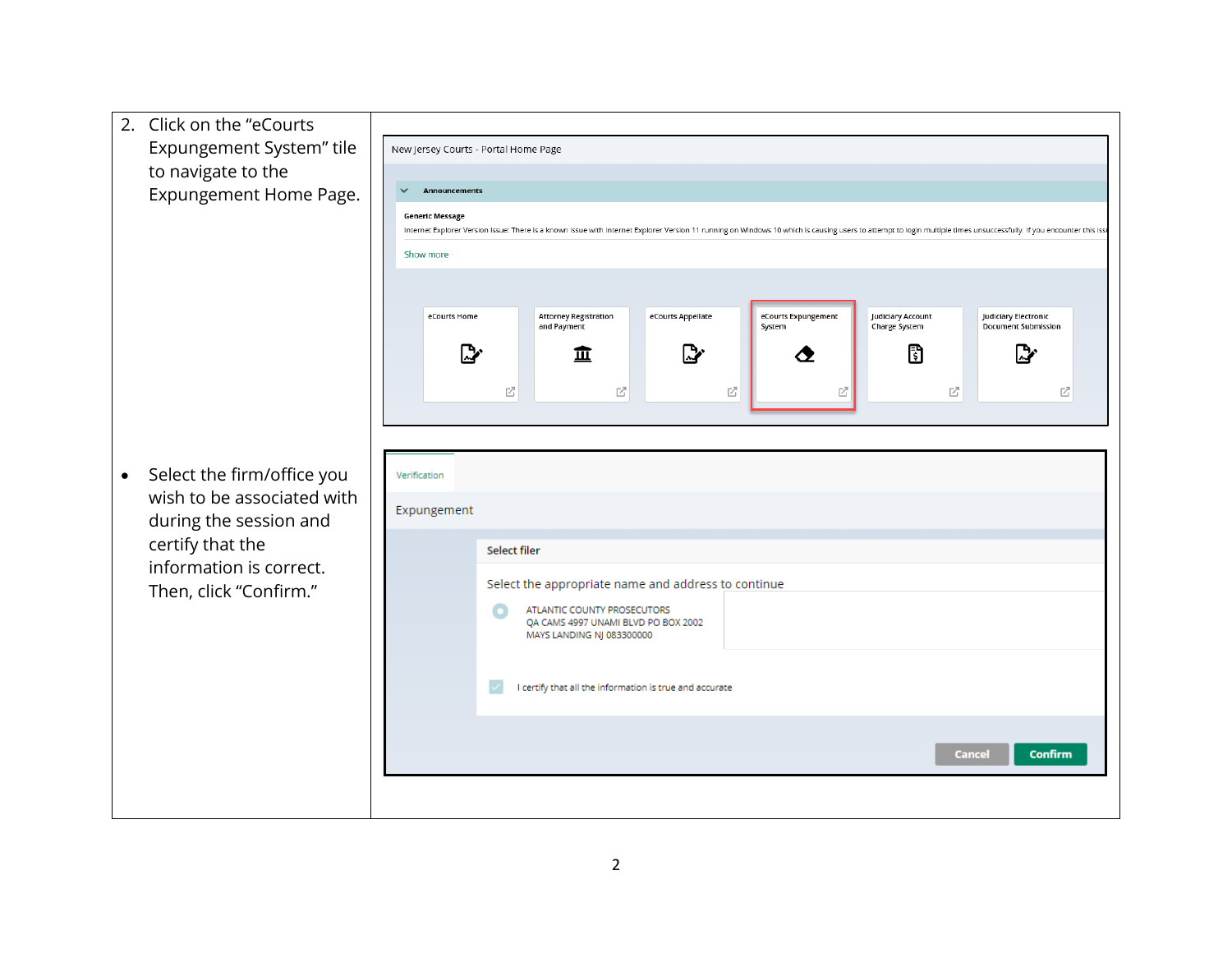| | |
|---|---|
| 2. Click on the "eCourts Expungement System" tile to navigate to the Expungement Home Page. | |
| • Select the firm/office you wish to be associated with during the session and certify that the information is correct. Then, click "Confirm." | |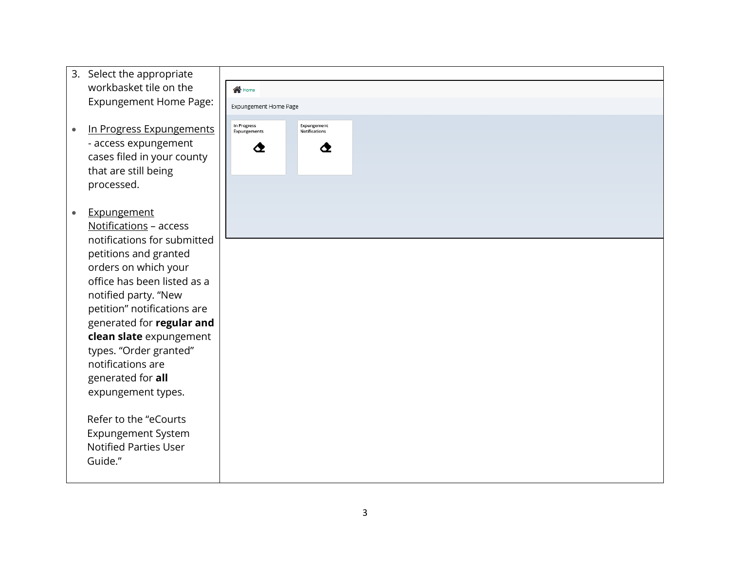3. Select the appropriate workbasket tile on the Expungement Home Page:

- In Progress Expungements - access expungement cases filed in your county that are still being processed.

- Expungement Notifications – access notifications for submitted petitions and granted orders on which your office has been listed as a notified party. "New petition" notifications are generated for **regular and clean slate** expungement types. "Order granted" notifications are generated for **all** expungement types.

  Refer to the "eCourts Expungement System Notified Parties User Guide."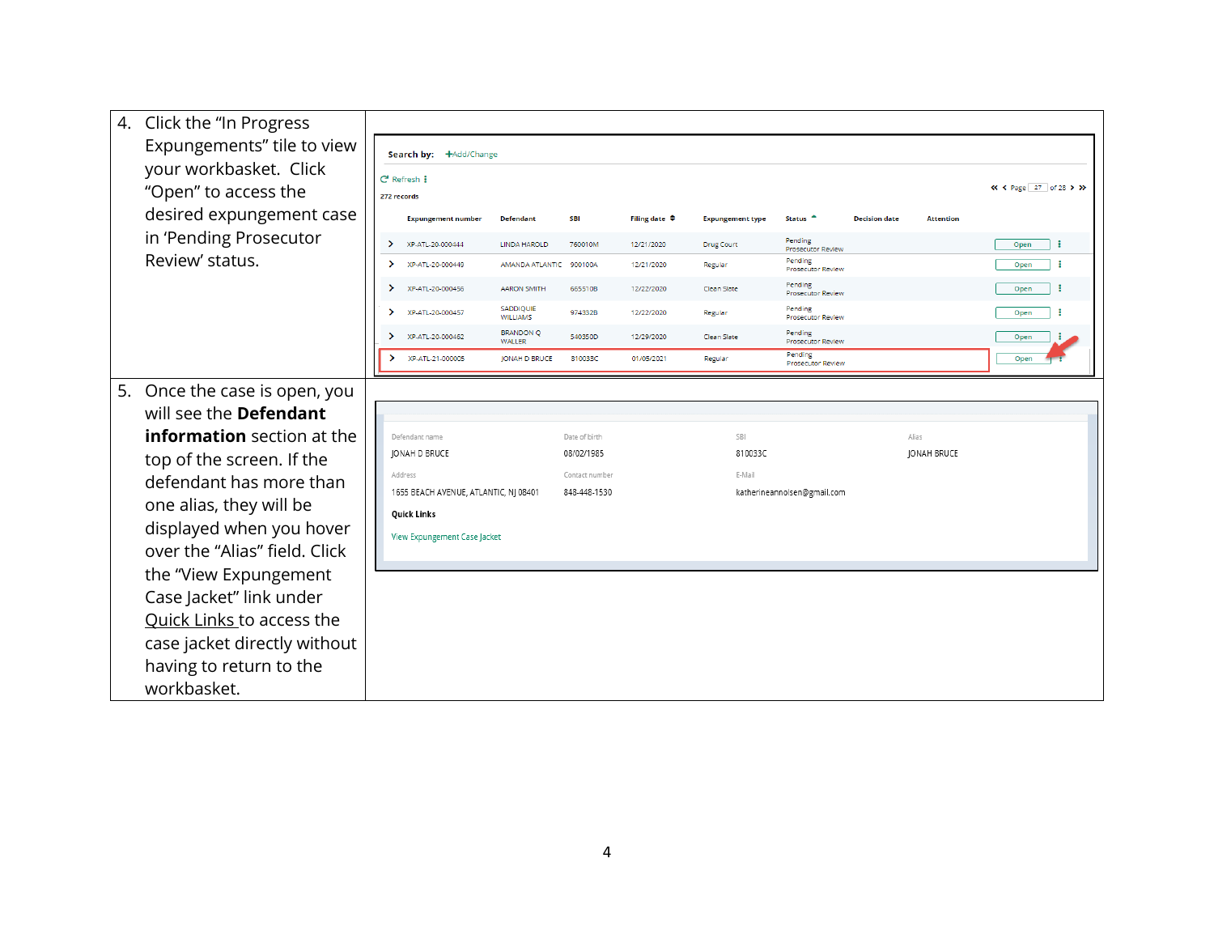| | |
|---|---|
| 4. Click the “In Progress Expungements” tile to view your workbasket. Click “Open” to access the desired expungement case in ‘Pending Prosecutor Review’ status. | |
| 5. Once the case is open, you will see the **Defendant information** section at the top of the screen. If the defendant has more than one alias, they will be displayed when you hover over the “Alias” field. Click the “View Expungement Case Jacket” link under Quick Links to access the case jacket directly without having to return to the workbasket. | |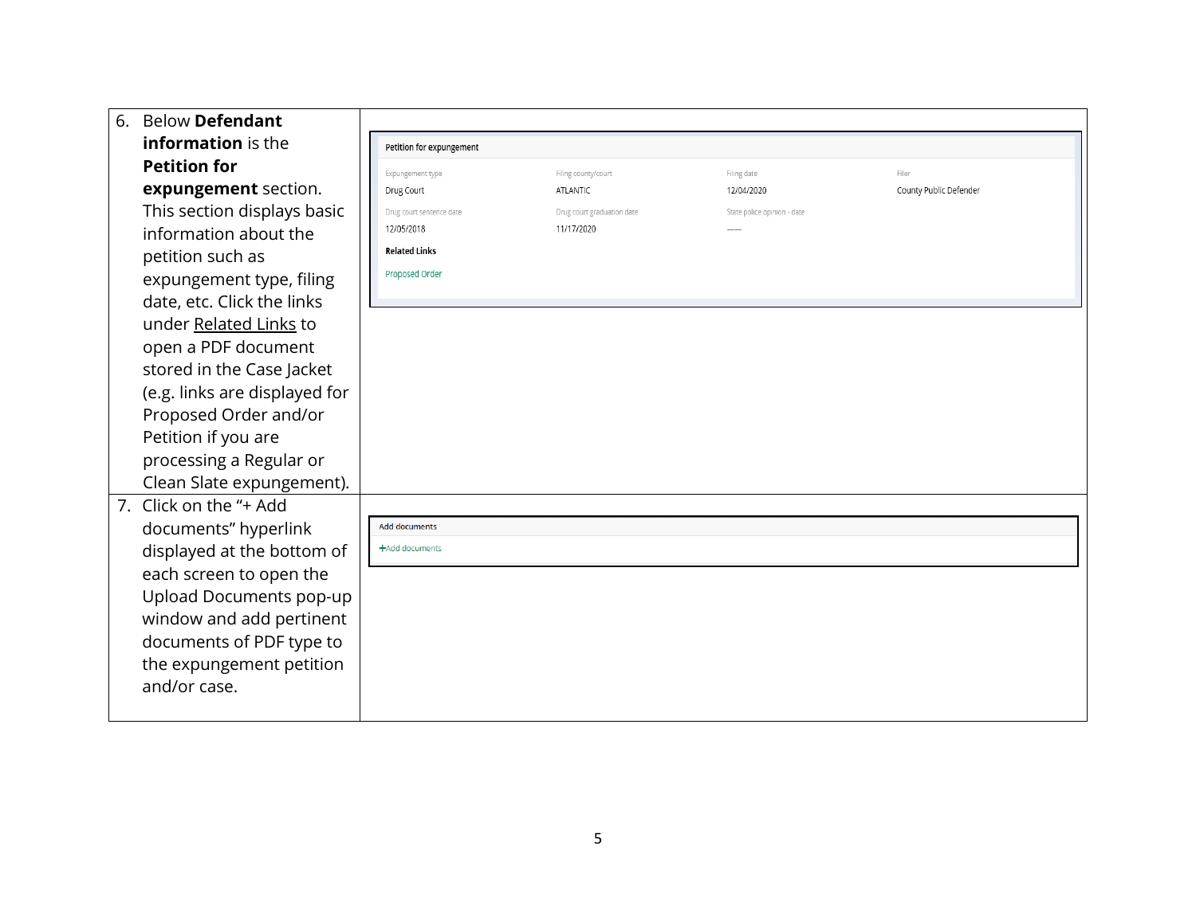| | |
|---|---|
| 6. Below **Defendant information** is the **Petition for expungement** section. This section displays basic information about the petition such as expungement type, filing date, etc. Click the links under Related Links to open a PDF document stored in the Case Jacket (e.g. links are displayed for Proposed Order and/or Petition if you are processing a Regular or Clean Slate expungement). | **Petition for expungement**<br><br>Expungement type: Drug Court<br>Filing county/court: ATLANTIC<br>Filing date: 12/04/2020<br>Filer: County Public Defender<br>Drug court sentence date: 12/05/2018<br>Drug court graduation date: 11/17/2020<br>State police opinion - date: ----<br><br>**Related Links**<br>Proposed Order |
| 7. Click on the "+ Add documents" hyperlink displayed at the bottom of each screen to open the Upload Documents pop-up window and add pertinent documents of PDF type to the expungement petition and/or case. | **Add documents**<br><br>+Add documents |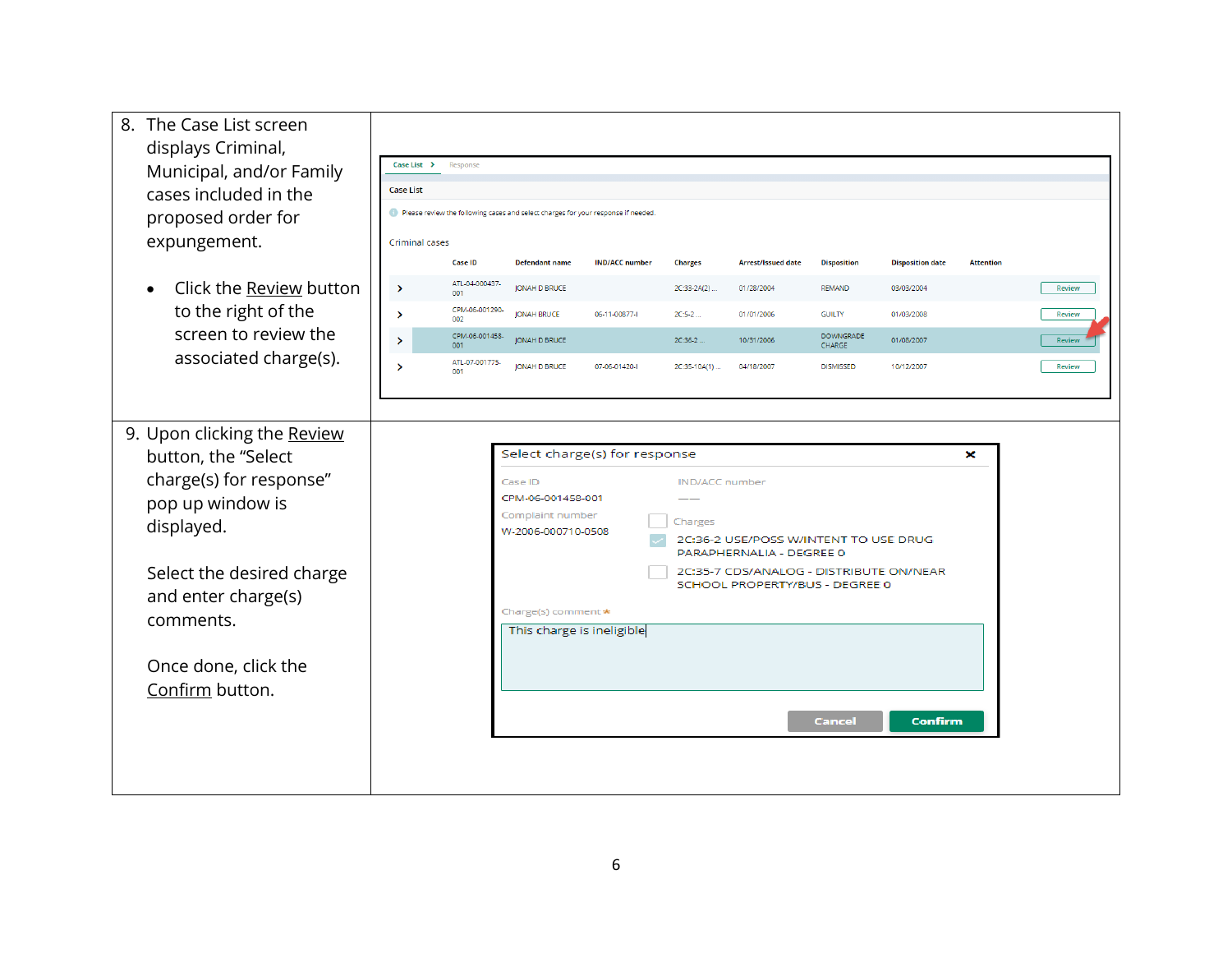| | |
|---|---|
| 8. The Case List screen displays Criminal, Municipal, and/or Family cases included in the proposed order for expungement.<br><br>• Click the <u>Review</u> button to the right of the screen to review the associated charge(s). | |
| 9. Upon clicking the <u>Review</u> button, the "Select charge(s) for response" pop up window is displayed.<br><br>Select the desired charge and enter charge(s) comments.<br><br>Once done, click the <u>Confirm</u> button. | |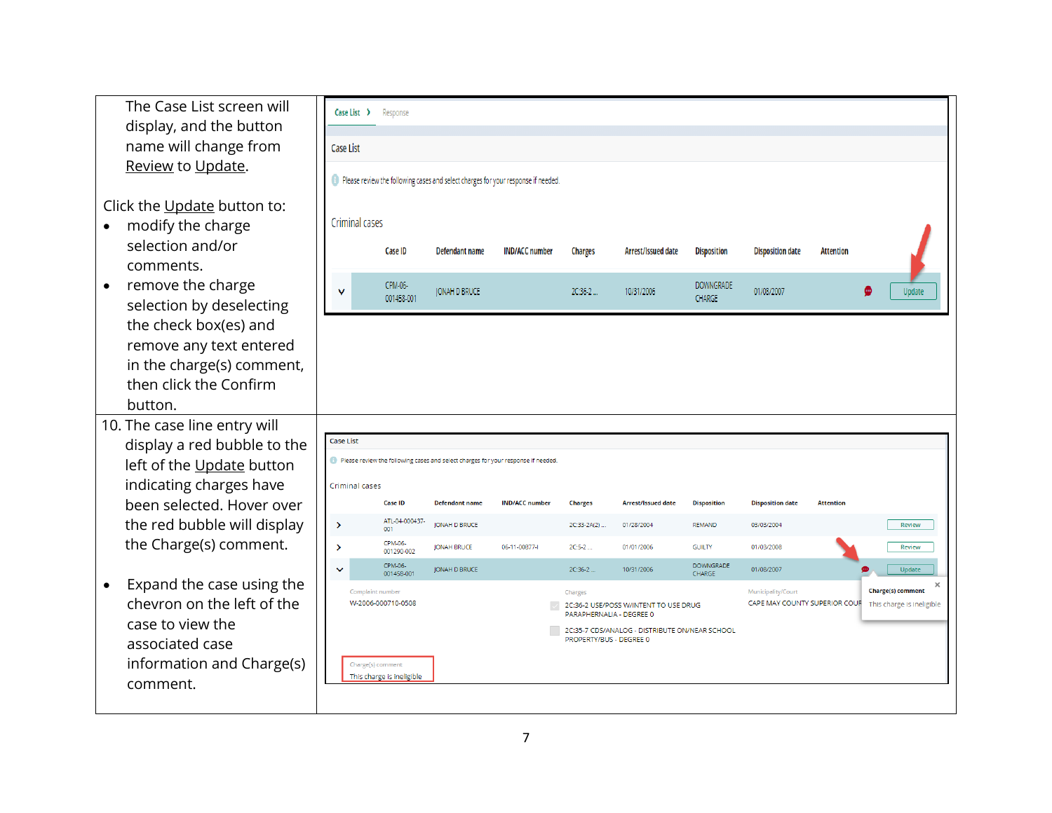| | |
|---|---|
| The Case List screen will display, and the button name will change from Review to Update.<br><br>Click the Update button to:<br>• modify the charge selection and/or comments.<br>• remove the charge selection by deselecting the check box(es) and remove any text entered in the charge(s) comment, then click the Confirm button. | |
| 10. The case line entry will display a red bubble to the left of the Update button indicating charges have been selected. Hover over the red bubble will display the Charge(s) comment.<br><br>• Expand the case using the chevron on the left of the case to view the associated case information and Charge(s) comment. | |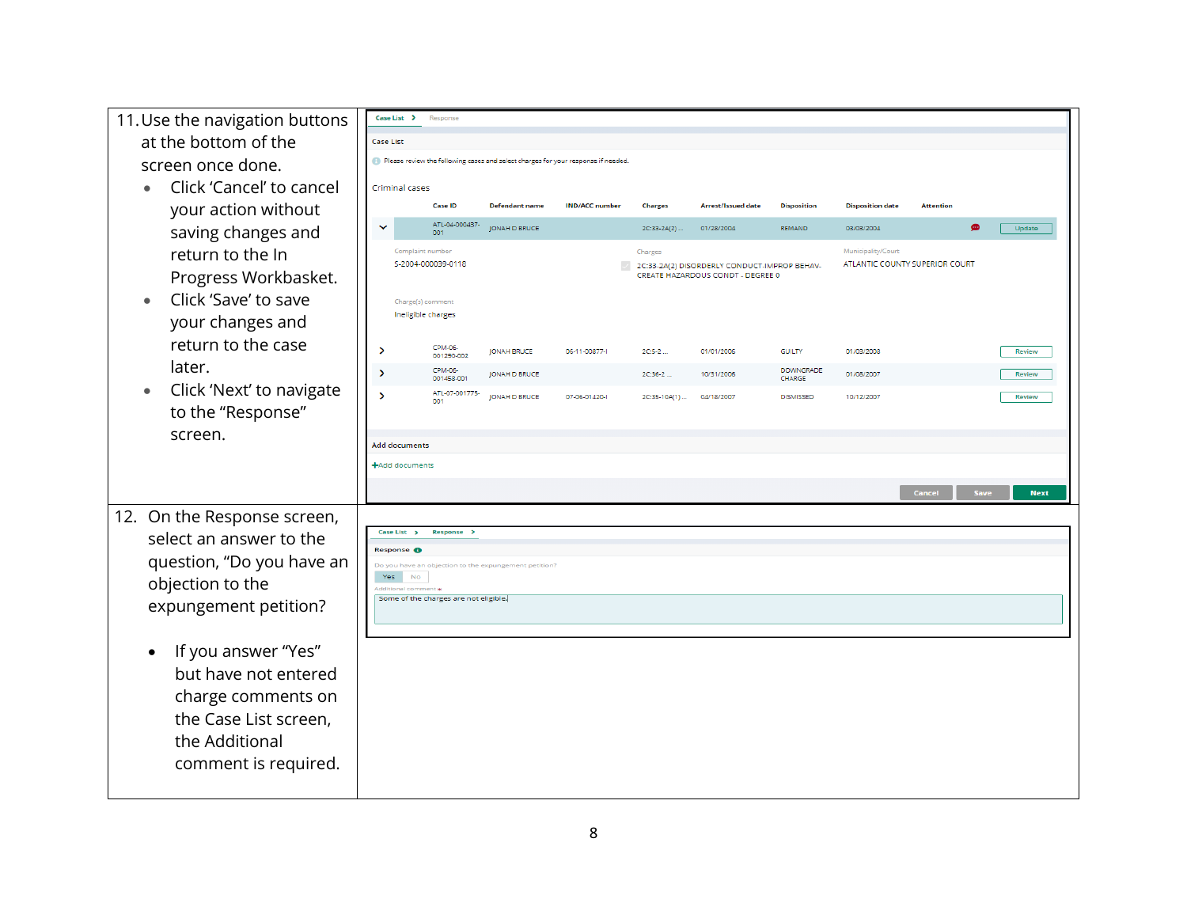| | |
|---|---|
| 11. Use the navigation buttons at the bottom of the screen once done.<br>• Click 'Cancel' to cancel your action without saving changes and return to the In Progress Workbasket.<br>• Click 'Save' to save your changes and return to the case later.<br>• Click 'Next' to navigate to the "Response" screen. | |
| 12. On the Response screen, select an answer to the question, "Do you have an objection to the expungement petition?<br><br>• If you answer "Yes" but have not entered charge comments on the Case List screen, the Additional comment is required. | |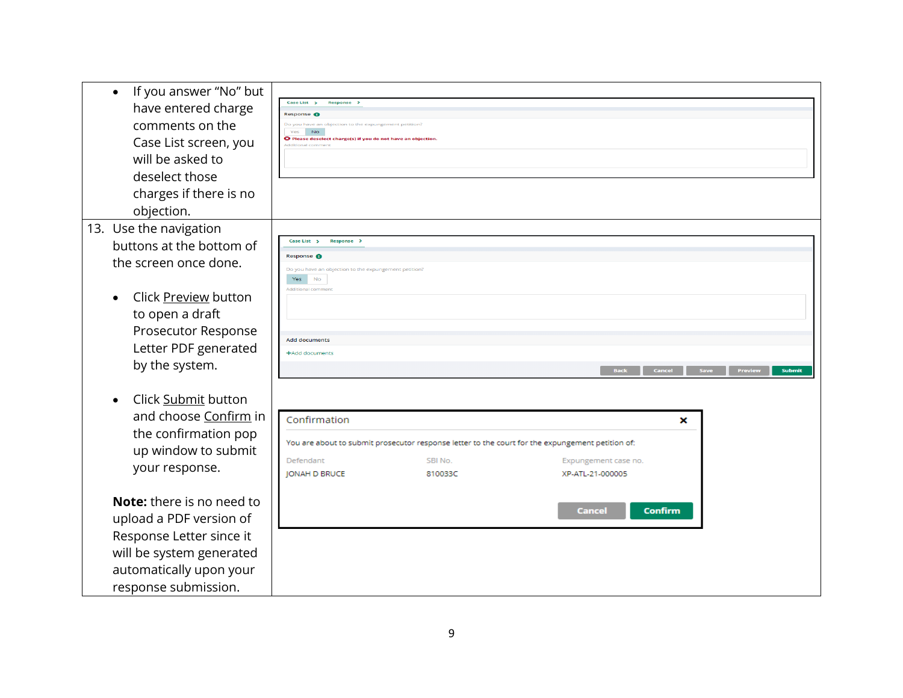| | |
|---|---|
| • If you answer "No" but have entered charge comments on the Case List screen, you will be asked to deselect those charges if there is no objection. | |
| 13. Use the navigation buttons at the bottom of the screen once done.<br><br>• Click <u>Preview</u> button to open a draft Prosecutor Response Letter PDF generated by the system.<br><br>• Click <u>Submit</u> button and choose <u>Confirm</u> in the confirmation pop up window to submit your response.<br><br>**Note:** there is no need to upload a PDF version of Response Letter since it will be system generated automatically upon your response submission. | |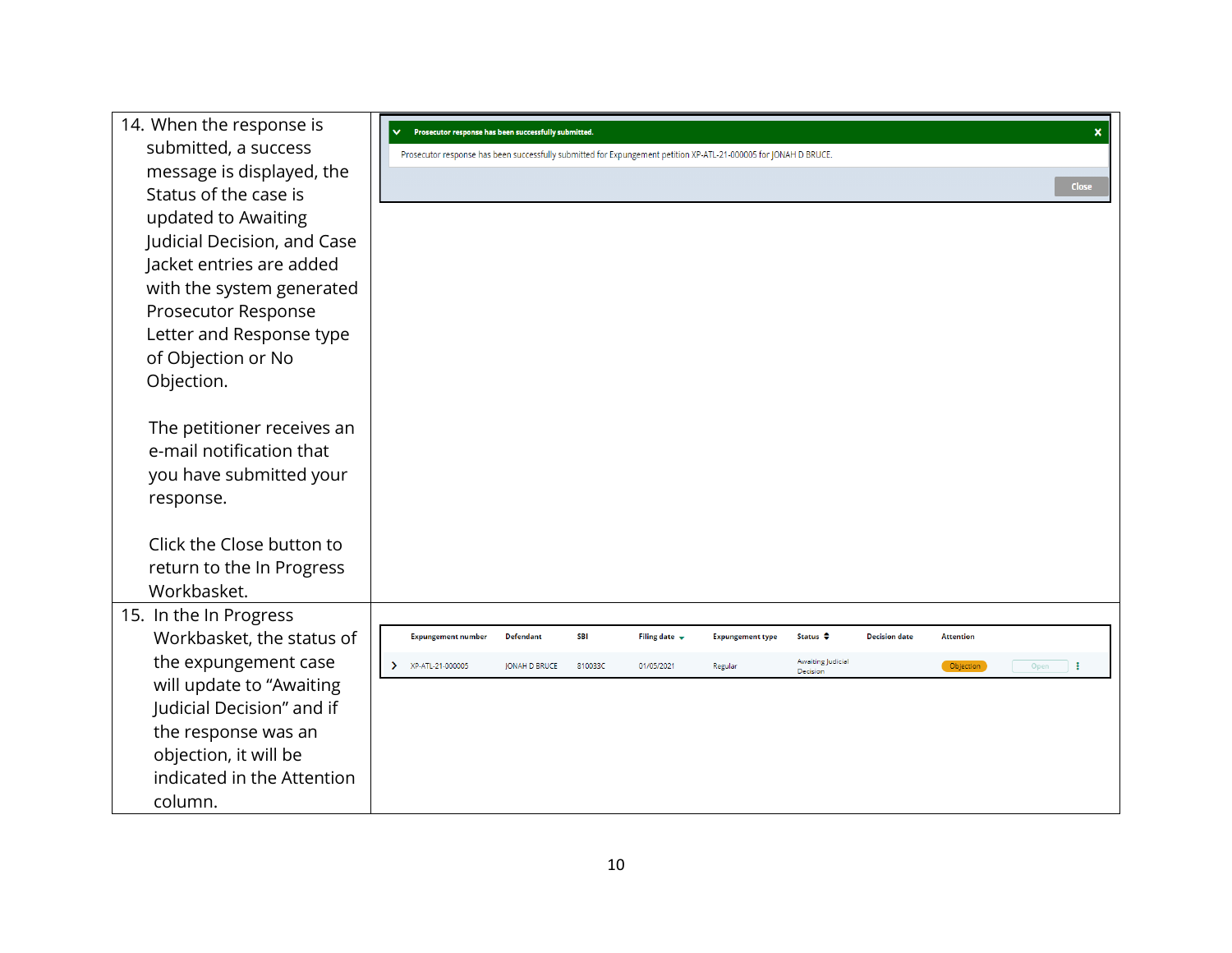| | |
|---|---|
| 14. When the response is submitted, a success message is displayed, the Status of the case is updated to Awaiting Judicial Decision, and Case Jacket entries are added with the system generated Prosecutor Response Letter and Response type of Objection or No Objection.<br><br>The petitioner receives an e-mail notification that you have submitted your response.<br><br>Click the Close button to return to the In Progress Workbasket. | Prosecutor response has been successfully submitted.<br>Prosecutor response has been successfully submitted for Expungement petition XP-ATL-21-000005 for JONAH D BRUCE.<br>Close |
| 15. In the In Progress Workbasket, the status of the expungement case will update to "Awaiting Judicial Decision" and if the response was an objection, it will be indicated in the Attention column. | Expungement number: XP-ATL-21-000005 · Defendant: JONAH D BRUCE · SBI: 810033C · Filing date: 01/05/2021 · Expungement type: Regular · Status: Awaiting Judicial Decision · Decision date: (blank) · Attention: Objection · Open |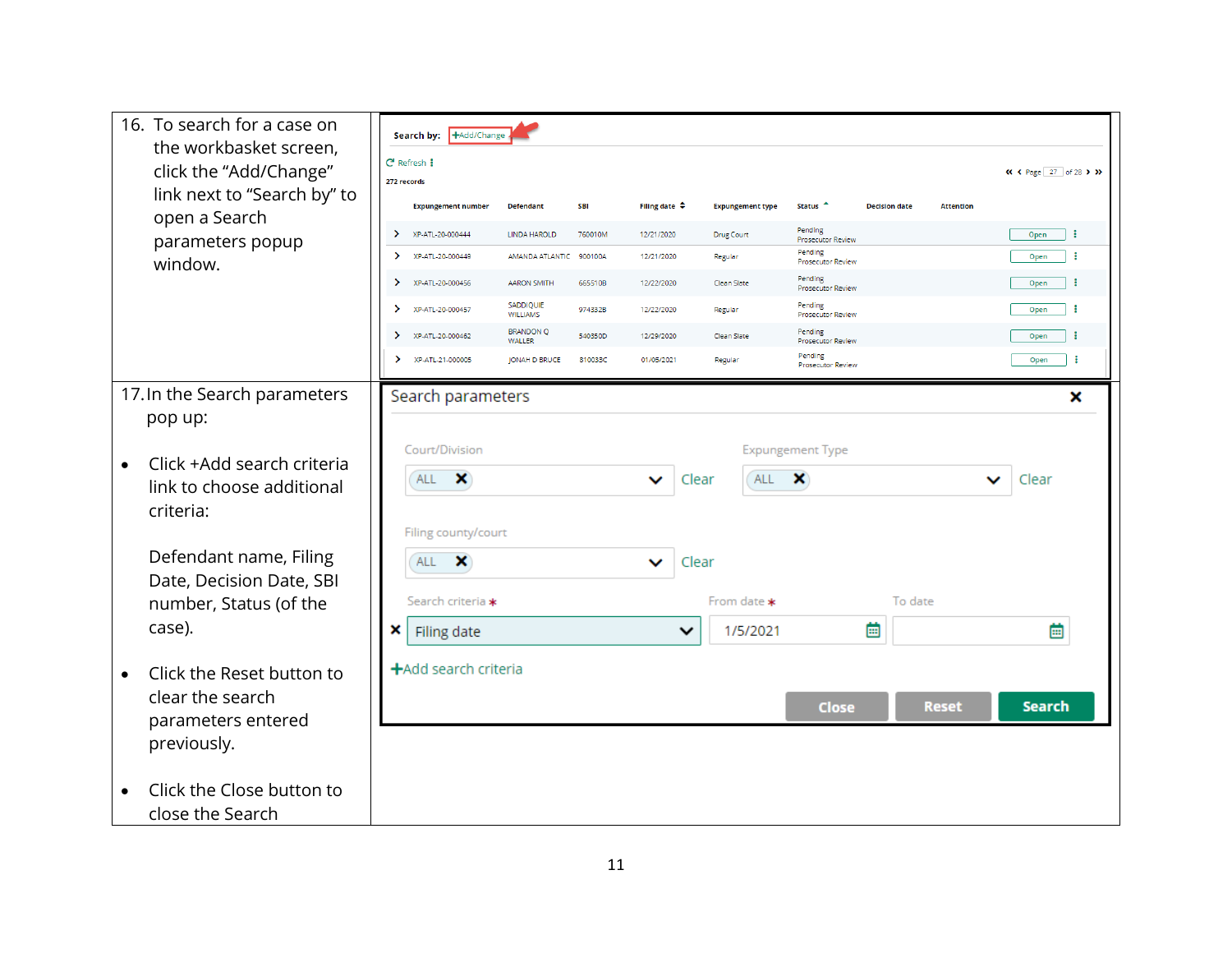| | |
|---|---|
| 16. To search for a case on the workbasket screen, click the "Add/Change" link next to "Search by" to open a Search parameters popup window. | |
| 17. In the Search parameters pop up:<br><br>• Click +Add search criteria link to choose additional criteria:<br><br>Defendant name, Filing Date, Decision Date, SBI number, Status (of the case).<br><br>• Click the Reset button to clear the search parameters entered previously.<br><br>• Click the Close button to close the Search | |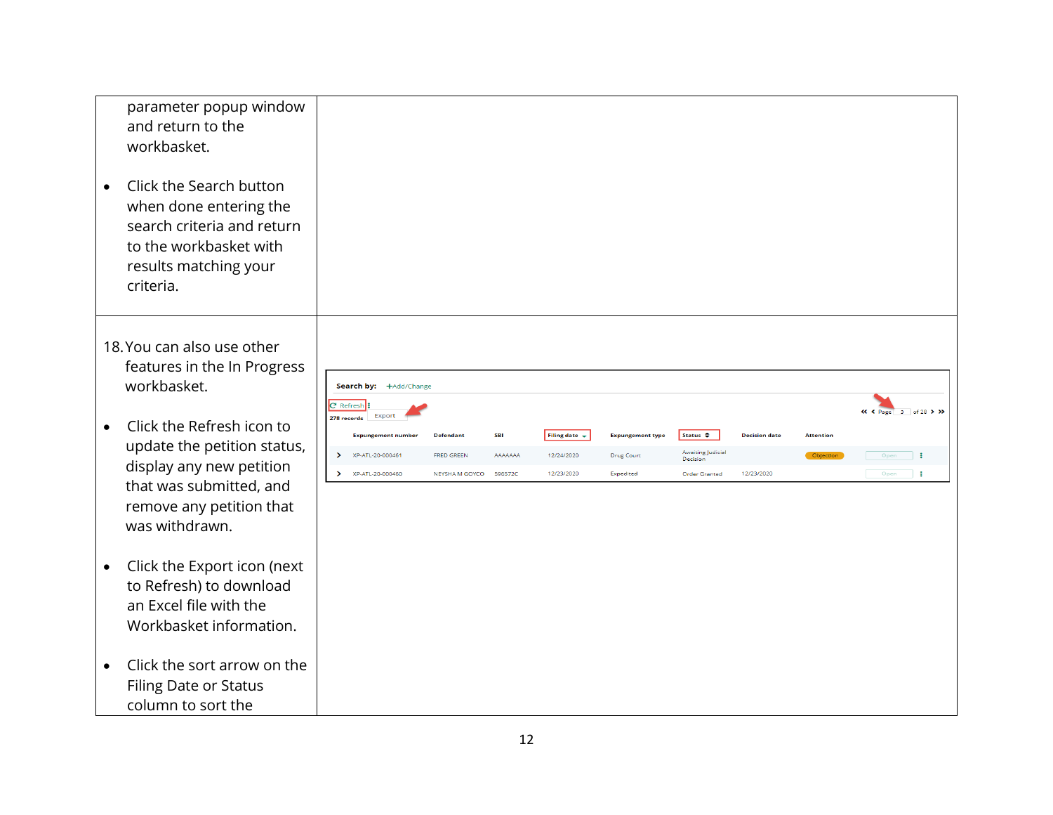parameter popup window and return to the workbasket.

- Click the Search button when done entering the search criteria and return to the workbasket with results matching your criteria.

18. You can also use other features in the In Progress workbasket.

- Click the Refresh icon to update the petition status, display any new petition that was submitted, and remove any petition that was withdrawn.

- Click the Export icon (next to Refresh) to download an Excel file with the Workbasket information.

- Click the sort arrow on the Filing Date or Status column to sort the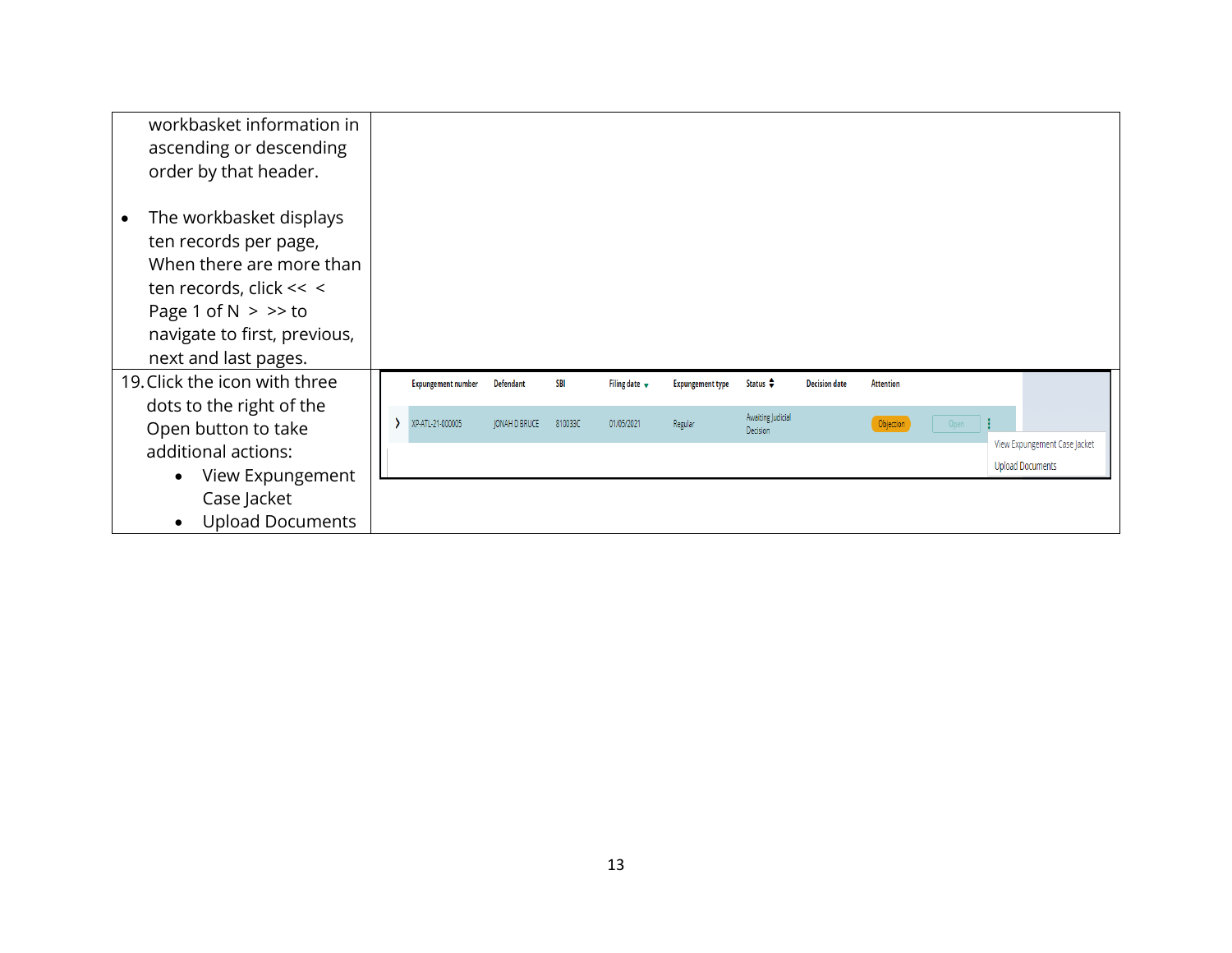| | |
|---|---|
| workbasket information in ascending or descending order by that header.<br><br>• The workbasket displays ten records per page, When there are more than ten records, click << < Page 1 of N > >> to navigate to first, previous, next and last pages. | |
| 19. Click the icon with three dots to the right of the Open button to take additional actions:<br>• View Expungement Case Jacket<br>• Upload Documents | |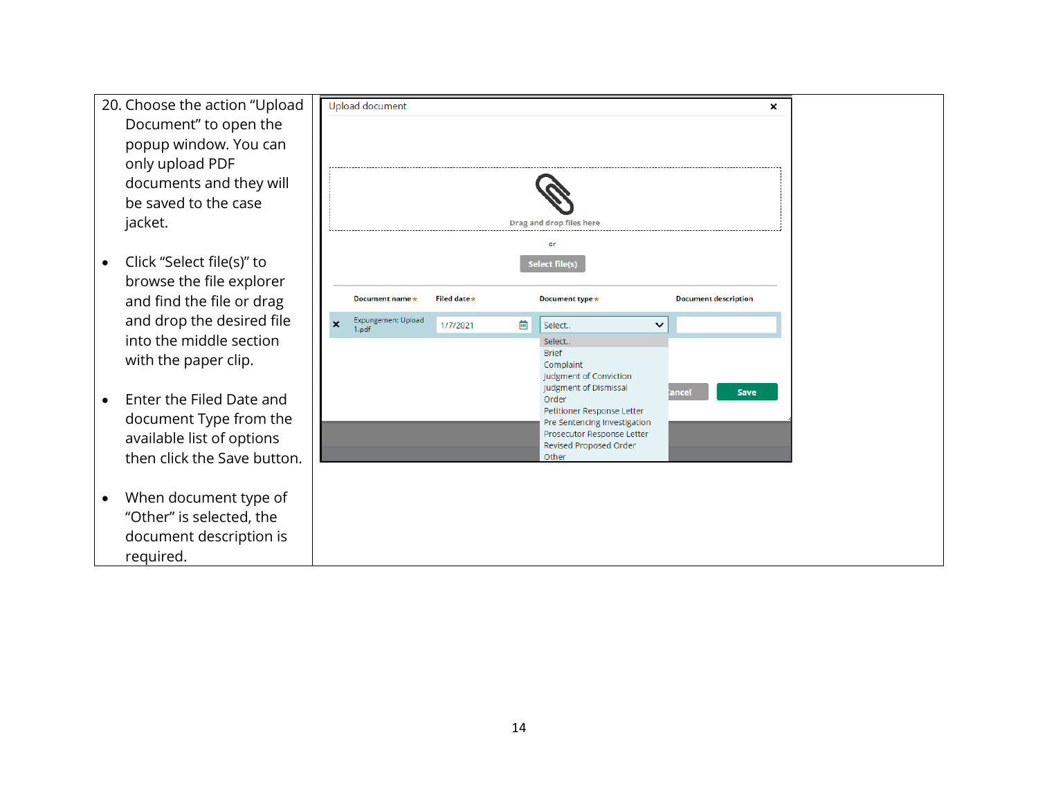20. Choose the action "Upload Document" to open the popup window. You can only upload PDF documents and they will be saved to the case jacket.

- Click "Select file(s)" to browse the file explorer and find the file or drag and drop the desired file into the middle section with the paper clip.
- Enter the Filed Date and document Type from the available list of options then click the Save button.
- When document type of "Other" is selected, the document description is required.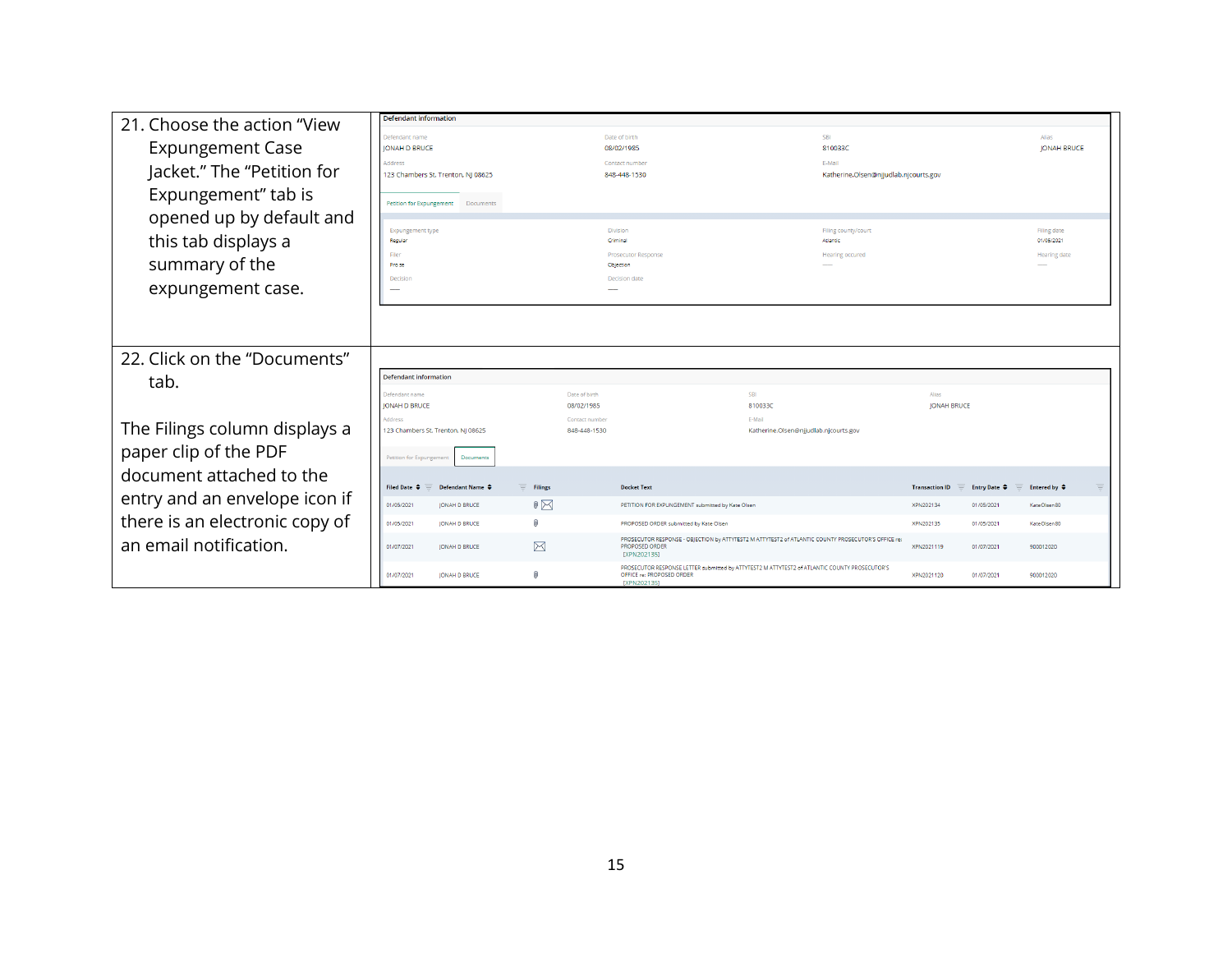| | |
|---|---|
| 21. Choose the action "View Expungement Case Jacket." The "Petition for Expungement" tab is opened up by default and this tab displays a summary of the expungement case. | **Defendant information**<br>Defendant name: JONAH D BRUCE; Date of birth: 08/02/1985; SBI: 810033C; Alias: JONAH BRUCE<br>Address: 123 Chambers St. Trenton, NJ 08625; Contact number: 848-448-1530; E-Mail: Katherine.Olsen@njjudlab.njcourts.gov<br>Petition for Expungement / Documents<br>Expungement type: Regular; Division: Criminal; Filing county/court: Atlantic; Filing date: 01/05/2021<br>Filer: Pro se; Prosecutor Response: Objection; Hearing occured: —; Hearing date: —<br>Decision: —; Decision date: — |
| 22. Click on the "Documents" tab.<br><br>The Filings column displays a paper clip of the PDF document attached to the entry and an envelope icon if there is an electronic copy of an email notification. | **Defendant information**<br>Defendant name: JONAH D BRUCE; Date of birth: 08/02/1985; SBI: 810033C; Alias: JONAH BRUCE<br>Address: 123 Chambers St. Trenton, NJ 08625; Contact number: 848-448-1530; E-Mail: Katherine.Olsen@njjudlab.njcourts.gov<br>Petition for Expungement / Documents<br>Filed Date \| Defendant Name \| Filings \| Docket Text \| Transaction ID \| Entry Date \| Entered by<br>01/05/2021 \| JONAH D BRUCE \| 📎 ✉ \| PETITION FOR EXPUNGEMENT submitted by Kate Olsen \| XPN202134 \| 01/05/2021 \| KateOlsen80<br>01/05/2021 \| JONAH D BRUCE \| 📎 \| PROPOSED ORDER submitted by Kate Olsen \| XPN202135 \| 01/05/2021 \| KateOlsen80<br>01/07/2021 \| JONAH D BRUCE \| ✉ \| PROSECUTOR RESPONSE - OBJECTION by ATTYTEST2 M ATTYTEST2 of ATLANTIC COUNTY PROSECUTOR'S OFFICE re: PROPOSED ORDER [XPN202135] \| XPN2021119 \| 01/07/2021 \| 900012020<br>01/07/2021 \| JONAH D BRUCE \| 📎 \| PROSECUTOR RESPONSE LETTER submitted by ATTYTEST2 M ATTYTEST2 of ATLANTIC COUNTY PROSECUTOR'S OFFICE re: PROPOSED ORDER [XPN202135] \| XPN2021120 \| 01/07/2021 \| 900012020 |